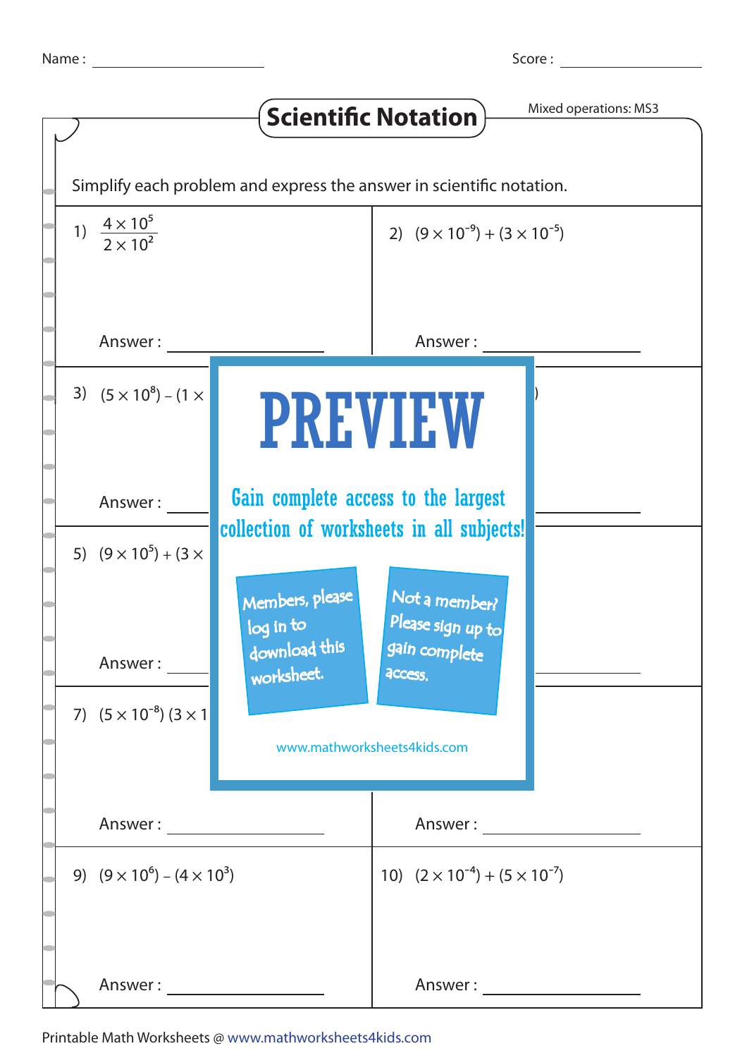Name : ____________ Score : ____________

# Scientific Notation

Mixed operations: MS3

Simplify each problem and express the answer in scientific notation.

1) $\frac{4 \times 10^5}{2 \times 10^2}$

Answer : ____________

2) $(9 \times 10^{-9}) + (3 \times 10^{-5})$

Answer : ____________

3) $(5 \times 10^8) - (1 \times$

Answer : ____________

)

Answer : ____________

5) $(9 \times 10^5) + (3 \times$

Answer : ____________

Answer : ____________

7) $(5 \times 10^{-8})\ (3 \times 1$

Answer : ____________

Answer : ____________

**PREVIEW**

Gain complete access to the largest collection of worksheets in all subjects!

Members, please log in to download this worksheet.

Not a member? Please sign up to gain complete access.

www.mathworksheets4kids.com

9) $(9 \times 10^6) - (4 \times 10^3)$

Answer : ____________

10) $(2 \times 10^{-4}) + (5 \times 10^{-7})$

Answer : ____________

Printable Math Worksheets @ www.mathworksheets4kids.com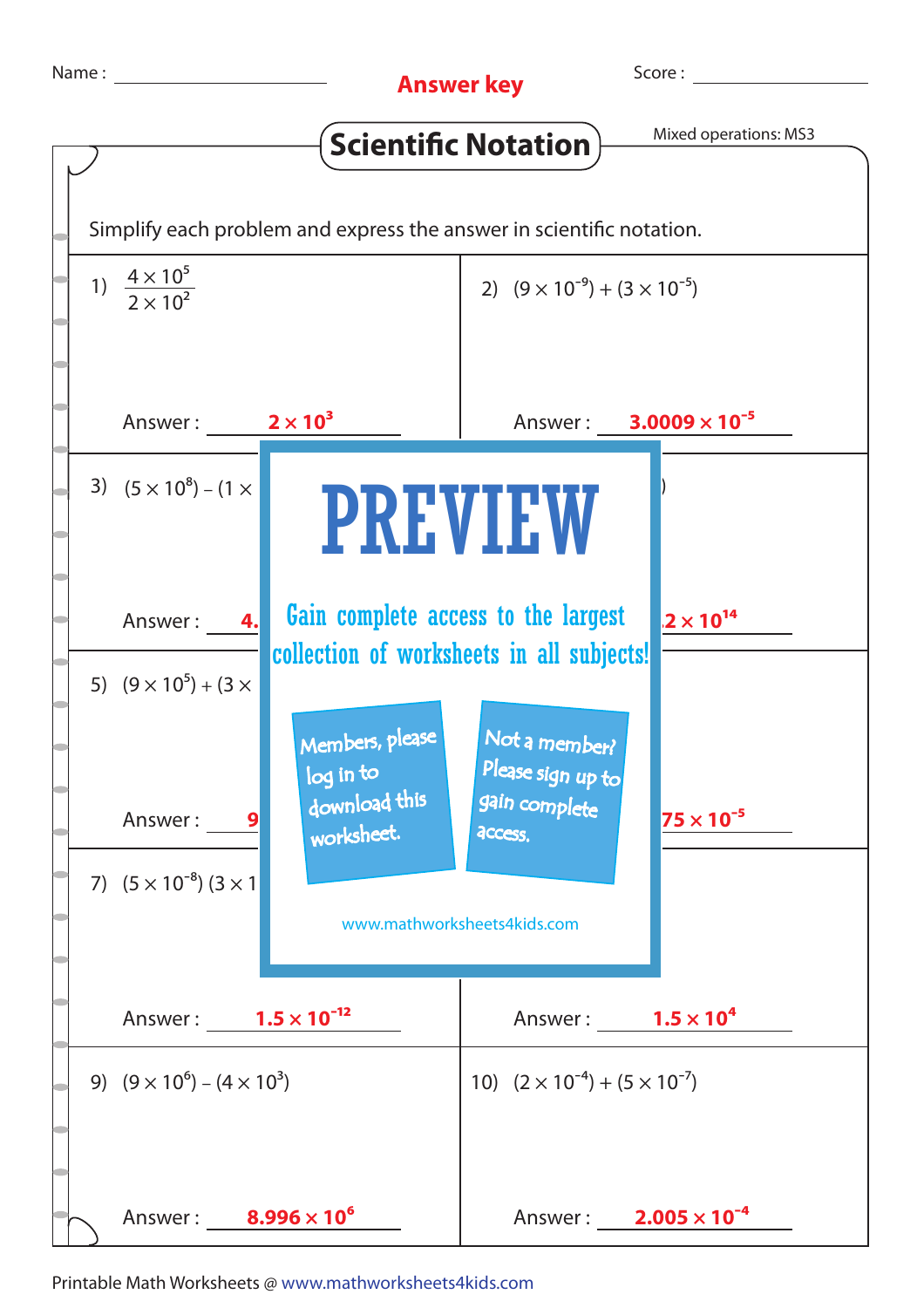Name : ____________ **Answer key** Score : ____________

# Scientific Notation

Mixed operations: MS3

Simplify each problem and express the answer in scientific notation.

1) $\frac{4 \times 10^5}{2 \times 10^2}$

Answer : $2 \times 10^3$

2) $(9 \times 10^{-9}) + (3 \times 10^{-5})$

Answer : $3.0009 \times 10^{-5}$

3) $(5 \times 10^8) - (1 \times$

Answer : 4.

)

Answer : $.2 \times 10^{14}$

5) $(9 \times 10^5) + (3 \times$

Answer : 9

Answer : $75 \times 10^{-5}$

**PREVIEW**

Gain complete access to the largest collection of worksheets in all subjects!

Members, please log in to download this worksheet.

Not a member? Please sign up to gain complete access.

www.mathworksheets4kids.com

7) $(5 \times 10^{-8})\ (3 \times 1$

Answer : $1.5 \times 10^{-12}$

Answer : $1.5 \times 10^4$

9) $(9 \times 10^6) - (4 \times 10^3)$

Answer : $8.996 \times 10^6$

10) $(2 \times 10^{-4}) + (5 \times 10^{-7})$

Answer : $2.005 \times 10^{-4}$

Printable Math Worksheets @ www.mathworksheets4kids.com